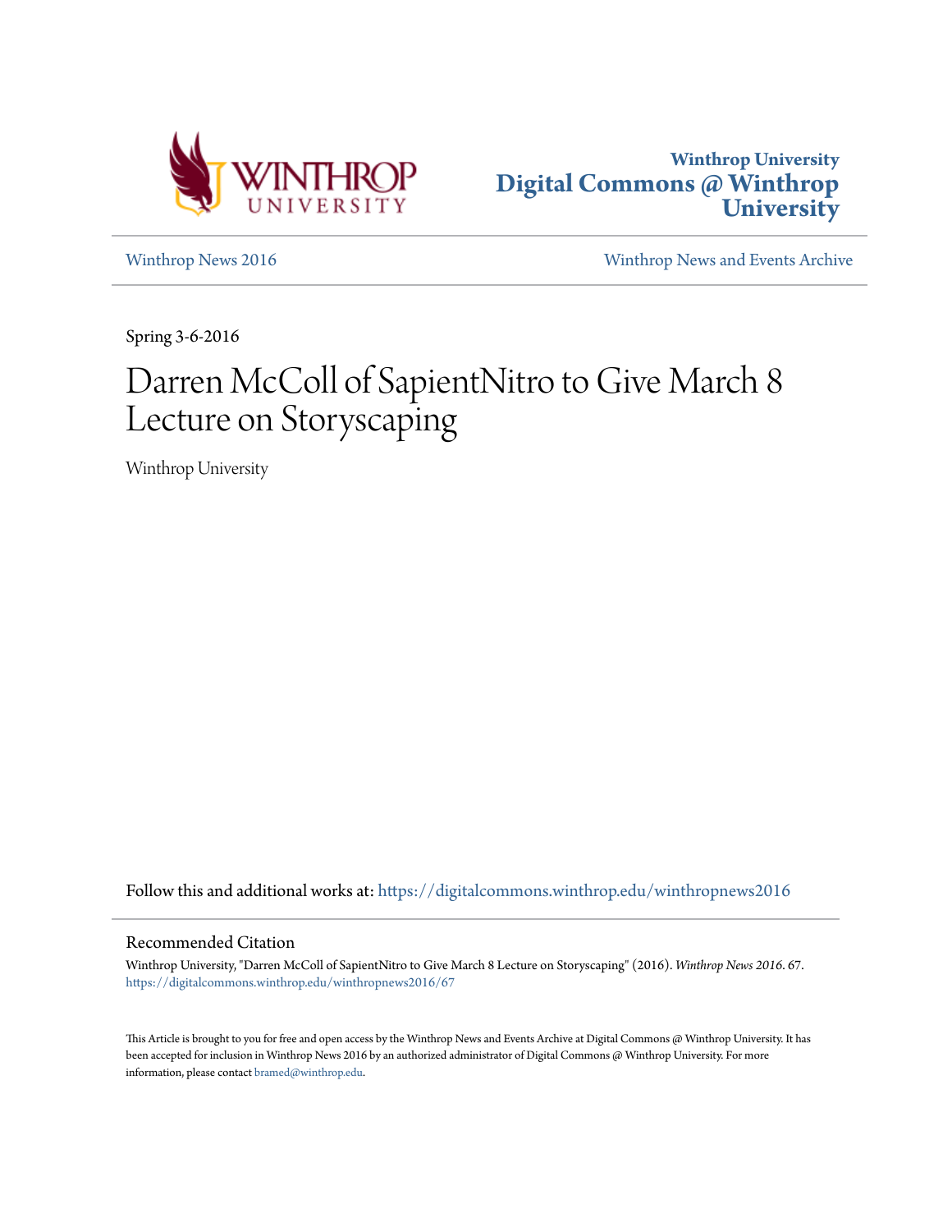Winthrop University

Digital Commons @ Winthrop University

Winthrop News 2016

Winthrop News and Events Archive

Spring 3-6-2016

# Darren McColl of SapientNitro to Give March 8 Lecture on Storyscaping

Winthrop University

Follow this and additional works at: https://digitalcommons.winthrop.edu/winthropnews2016

## Recommended Citation

Winthrop University, "Darren McColl of SapientNitro to Give March 8 Lecture on Storyscaping" (2016). *Winthrop News 2016*. 67.
https://digitalcommons.winthrop.edu/winthropnews2016/67

This Article is brought to you for free and open access by the Winthrop News and Events Archive at Digital Commons @ Winthrop University. It has been accepted for inclusion in Winthrop News 2016 by an authorized administrator of Digital Commons @ Winthrop University. For more information, please contact bramed@winthrop.edu.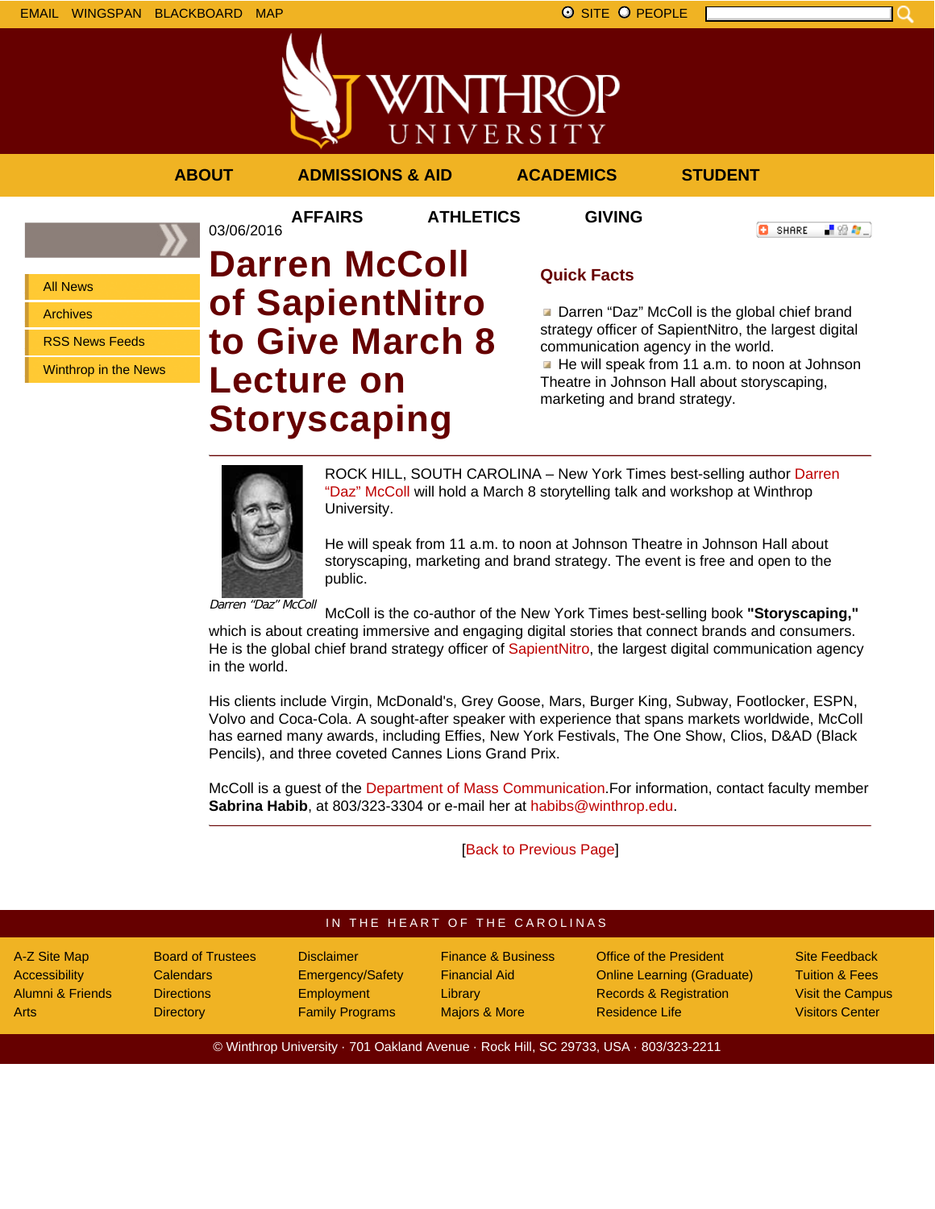EMAIL WINGSPAN BLACKBOARD MAP

SITE PEOPLE

# WINTHROP UNIVERSITY

ABOUT ADMISSIONS & AID ACADEMICS STUDENT AFFAIRS ATHLETICS GIVING

- All News
- Archives
- RSS News Feeds
- Winthrop in the News

03/06/2016

# Darren McColl of SapientNitro to Give March 8 Lecture on Storyscaping

SHARE

## Quick Facts

- Darren "Daz" McColl is the global chief brand strategy officer of SapientNitro, the largest digital communication agency in the world.
- He will speak from 11 a.m. to noon at Johnson Theatre in Johnson Hall about storyscaping, marketing and brand strategy.

---

*Darren "Daz" McColl*

ROCK HILL, SOUTH CAROLINA – New York Times best-selling author Darren "Daz" McColl will hold a March 8 storytelling talk and workshop at Winthrop University.

He will speak from 11 a.m. to noon at Johnson Theatre in Johnson Hall about storyscaping, marketing and brand strategy. The event is free and open to the public.

McColl is the co-author of the New York Times best-selling book **"Storyscaping,"** which is about creating immersive and engaging digital stories that connect brands and consumers. He is the global chief brand strategy officer of SapientNitro, the largest digital communication agency in the world.

His clients include Virgin, McDonald's, Grey Goose, Mars, Burger King, Subway, Footlocker, ESPN, Volvo and Coca-Cola. A sought-after speaker with experience that spans markets worldwide, McColl has earned many awards, including Effies, New York Festivals, The One Show, Clios, D&AD (Black Pencils), and three coveted Cannes Lions Grand Prix.

McColl is a guest of the Department of Mass Communication.For information, contact faculty member **Sabrina Habib**, at 803/323-3304 or e-mail her at habibs@winthrop.edu.

---

[Back to Previous Page]

IN THE HEART OF THE CAROLINAS

| | | | | | |
|---|---|---|---|---|---|
| A-Z Site Map | Board of Trustees | Disclaimer | Finance & Business | Office of the President | Site Feedback |
| Accessibility | Calendars | Emergency/Safety | Financial Aid | Online Learning (Graduate) | Tuition & Fees |
| Alumni & Friends | Directions | Employment | Library | Records & Registration | Visit the Campus |
| Arts | Directory | Family Programs | Majors & More | Residence Life | Visitors Center |

© Winthrop University · 701 Oakland Avenue · Rock Hill, SC 29733, USA · 803/323-2211